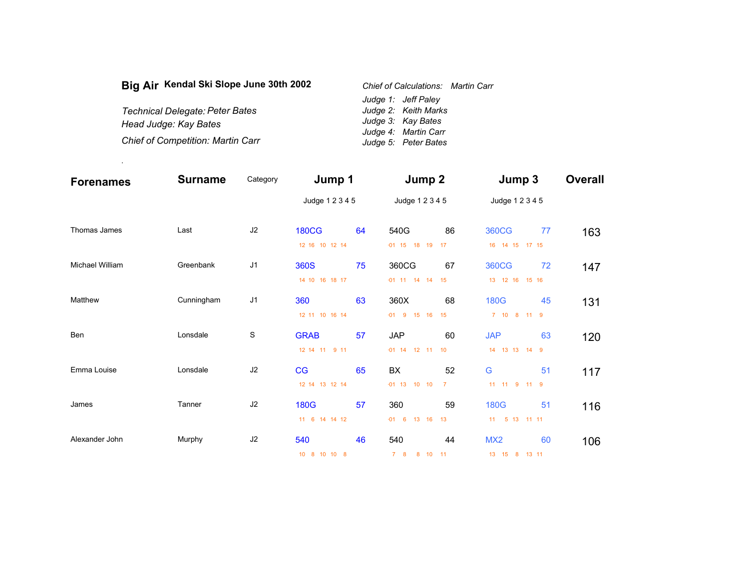# Big Air Kendal Ski Slope June 30th 2002

*Technical Delegate: Peter Bates*
*Head Judge: Kay Bates*
*Chief of Competition: Martin Carr*

*Chief of Calculations: Martin Carr*
*Judge 1: Jeff Paley*
*Judge 2: Keith Marks*
*Judge 3: Kay Bates*
*Judge 4: Martin Carr*
*Judge 5: Peter Bates*

.

| Forenames | Surname | Category | Jump 1 | | Jump 2 | | Jump 3 | | Overall |
|---|---|---|---|---|---|---|---|---|---|
| | | | Judge 1 2 3 4 5 | | Judge 1 2 3 4 5 | | Judge 1 2 3 4 5 | | |
| Thomas James | Last | J2 | 180CG | 64 | 540G | 86 | 360CG | 77 | 163 |
| | | | 12 16 10 12 14 | | ·01 15 18 19 17 | | 16 14 15 17 15 | | |
| Michael William | Greenbank | J1 | 360S | 75 | 360CG | 67 | 360CG | 72 | 147 |
| | | | 14 10 16 18 17 | | ·01 11 14 14 15 | | 13 12 16 15 16 | | |
| Matthew | Cunningham | J1 | 360 | 63 | 360X | 68 | 180G | 45 | 131 |
| | | | 12 11 10 16 14 | | ·01 9 15 16 15 | | 7 10 8 11 9 | | |
| Ben | Lonsdale | S | GRAB | 57 | JAP | 60 | JAP | 63 | 120 |
| | | | 12 14 11 9 11 | | ·01 14 12 11 10 | | 14 13 13 14 9 | | |
| Emma Louise | Lonsdale | J2 | CG | 65 | BX | 52 | G | 51 | 117 |
| | | | 12 14 13 12 14 | | ·01 13 10 10 7 | | 11 11 9 11 9 | | |
| James | Tanner | J2 | 180G | 57 | 360 | 59 | 180G | 51 | 116 |
| | | | 11 6 14 14 12 | | ·01 6 13 16 13 | | 11 5 13 11 11 | | |
| Alexander John | Murphy | J2 | 540 | 46 | 540 | 44 | MX2 | 60 | 106 |
| | | | 10 8 10 10 8 | | 7 8 8 10 11 | | 13 15 8 13 11 | | |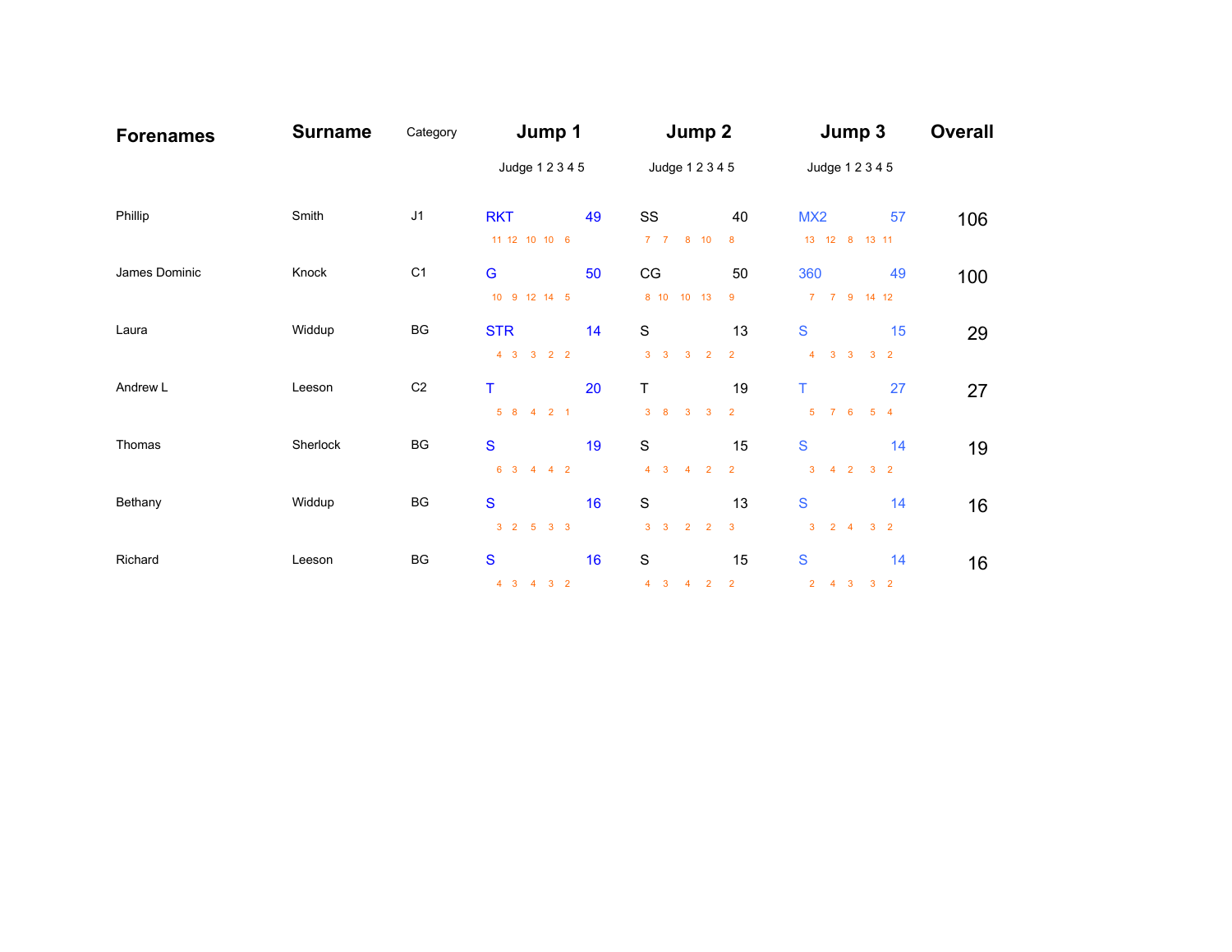| Forenames | Surname | Category | Jump 1 | | Jump 2 | | Jump 3 | | Overall |
|---|---|---|---|---|---|---|---|---|---|
| | | | Judge 1 2 3 4 5 | | Judge 1 2 3 4 5 | | Judge 1 2 3 4 5 | | |
| Phillip | Smith | J1 | RKT | 49 | SS | 40 | MX2 | 57 | 106 |
| | | | 11 12 10 10 6 | | 7 7 8 10 8 | | 13 12 8 13 11 | | |
| James Dominic | Knock | C1 | G | 50 | CG | 50 | 360 | 49 | 100 |
| | | | 10 9 12 14 5 | | 8 10 10 13 9 | | 7 7 9 14 12 | | |
| Laura | Widdup | BG | STR | 14 | S | 13 | S | 15 | 29 |
| | | | 4 3 3 2 2 | | 3 3 3 2 2 | | 4 3 3 3 2 | | |
| Andrew L | Leeson | C2 | T | 20 | T | 19 | T | 27 | 27 |
| | | | 5 8 4 2 1 | | 3 8 3 3 2 | | 5 7 6 5 4 | | |
| Thomas | Sherlock | BG | S | 19 | S | 15 | S | 14 | 19 |
| | | | 6 3 4 4 2 | | 4 3 4 2 2 | | 3 4 2 3 2 | | |
| Bethany | Widdup | BG | S | 16 | S | 13 | S | 14 | 16 |
| | | | 3 2 5 3 3 | | 3 3 2 2 3 | | 3 2 4 3 2 | | |
| Richard | Leeson | BG | S | 16 | S | 15 | S | 14 | 16 |
| | | | 4 3 4 3 2 | | 4 3 4 2 2 | | 2 4 3 3 2 | | |